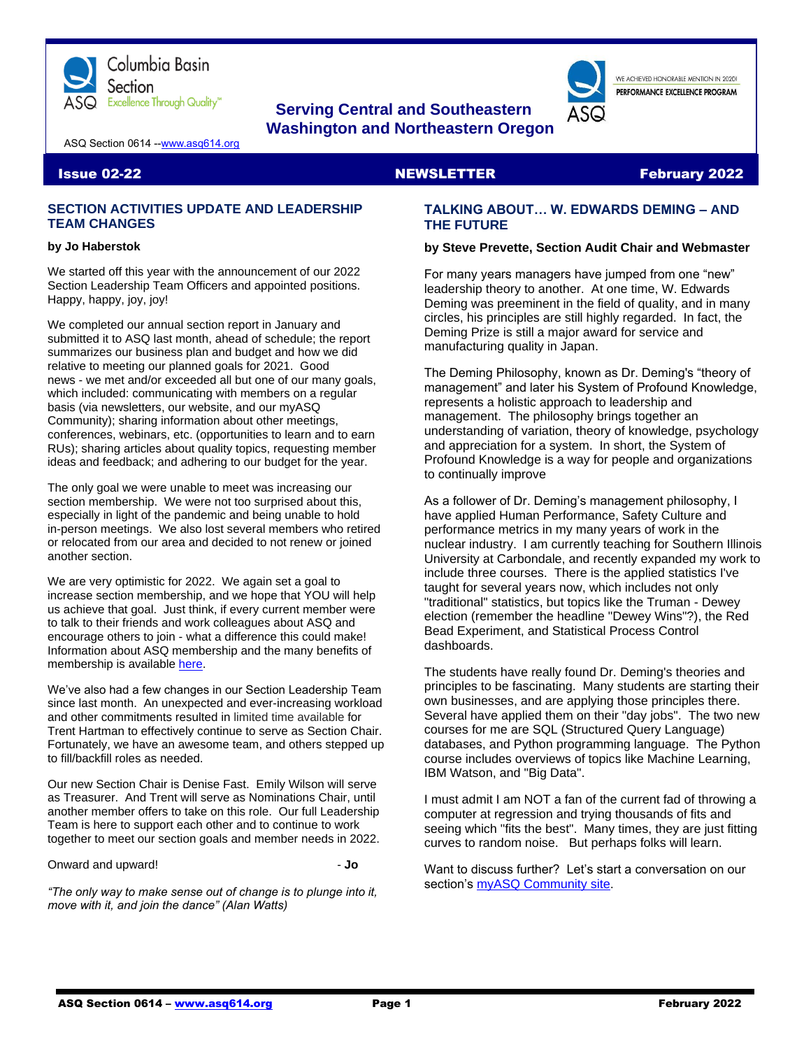Columbia Basin Section
ASQ Excellence Through Quality™

**Serving Central and Southeastern Washington and Northeastern Oregon**

WE ACHIEVED HONORABLE MENTION IN 2020!
PERFORMANCE EXCELLENCE PROGRAM

ASQ Section 0614 --[www.asq614.org](http://www.asq614.org)

**Issue 02-22 NEWSLETTER February 2022**

## SECTION ACTIVITIES UPDATE AND LEADERSHIP TEAM CHANGES

**by Jo Haberstok**

We started off this year with the announcement of our 2022 Section Leadership Team Officers and appointed positions. Happy, happy, joy, joy!

We completed our annual section report in January and submitted it to ASQ last month, ahead of schedule; the report summarizes our business plan and budget and how we did relative to meeting our planned goals for 2021. Good news - we met and/or exceeded all but one of our many goals, which included: communicating with members on a regular basis (via newsletters, our website, and our myASQ Community); sharing information about other meetings, conferences, webinars, etc. (opportunities to learn and to earn RUs); sharing articles about quality topics, requesting member ideas and feedback; and adhering to our budget for the year.

The only goal we were unable to meet was increasing our section membership. We were not too surprised about this, especially in light of the pandemic and being unable to hold in-person meetings. We also lost several members who retired or relocated from our area and decided to not renew or joined another section.

We are very optimistic for 2022. We again set a goal to increase section membership, and we hope that YOU will help us achieve that goal. Just think, if every current member were to talk to their friends and work colleagues about ASQ and encourage others to join - what a difference this could make! Information about ASQ membership and the many benefits of membership is available here.

We've also had a few changes in our Section Leadership Team since last month. An unexpected and ever-increasing workload and other commitments resulted in limited time available for Trent Hartman to effectively continue to serve as Section Chair. Fortunately, we have an awesome team, and others stepped up to fill/backfill roles as needed.

Our new Section Chair is Denise Fast. Emily Wilson will serve as Treasurer. And Trent will serve as Nominations Chair, until another member offers to take on this role. Our full Leadership Team is here to support each other and to continue to work together to meet our section goals and member needs in 2022.

Onward and upward! - **Jo**

*"The only way to make sense out of change is to plunge into it, move with it, and join the dance" (Alan Watts)*

## TALKING ABOUT… W. EDWARDS DEMING – AND THE FUTURE

**by Steve Prevette, Section Audit Chair and Webmaster**

For many years managers have jumped from one "new" leadership theory to another. At one time, W. Edwards Deming was preeminent in the field of quality, and in many circles, his principles are still highly regarded. In fact, the Deming Prize is still a major award for service and manufacturing quality in Japan.

The Deming Philosophy, known as Dr. Deming's "theory of management" and later his System of Profound Knowledge, represents a holistic approach to leadership and management. The philosophy brings together an understanding of variation, theory of knowledge, psychology and appreciation for a system. In short, the System of Profound Knowledge is a way for people and organizations to continually improve

As a follower of Dr. Deming's management philosophy, I have applied Human Performance, Safety Culture and performance metrics in my many years of work in the nuclear industry. I am currently teaching for Southern Illinois University at Carbondale, and recently expanded my work to include three courses. There is the applied statistics I've taught for several years now, which includes not only "traditional" statistics, but topics like the Truman - Dewey election (remember the headline "Dewey Wins"?), the Red Bead Experiment, and Statistical Process Control dashboards.

The students have really found Dr. Deming's theories and principles to be fascinating. Many students are starting their own businesses, and are applying those principles there. Several have applied them on their "day jobs". The two new courses for me are SQL (Structured Query Language) databases, and Python programming language. The Python course includes overviews of topics like Machine Learning, IBM Watson, and "Big Data".

I must admit I am NOT a fan of the current fad of throwing a computer at regression and trying thousands of fits and seeing which "fits the best". Many times, they are just fitting curves to random noise. But perhaps folks will learn.

Want to discuss further? Let's start a conversation on our section's myASQ Community site.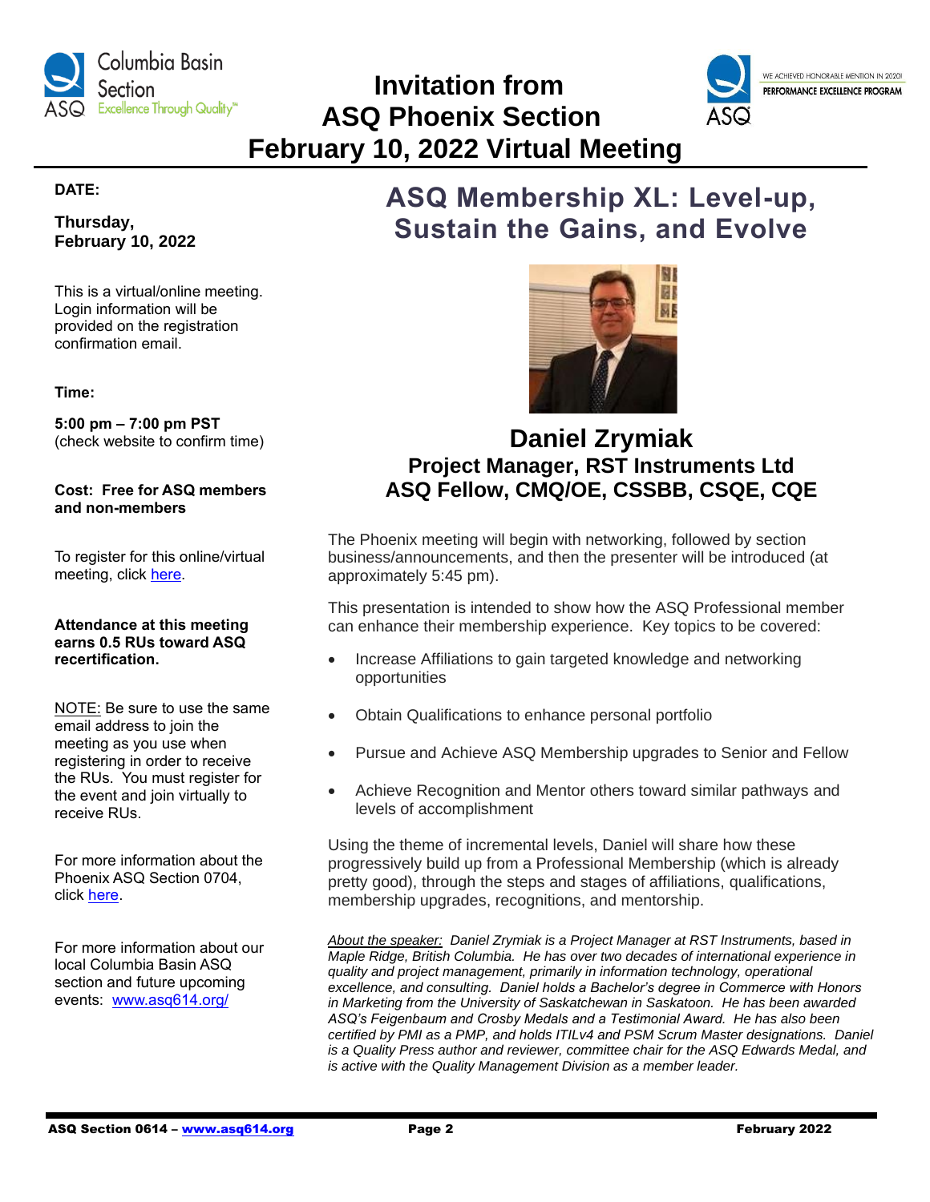# Invitation from ASQ Phoenix Section February 10, 2022 Virtual Meeting

**DATE:**

**Thursday, February 10, 2022**

This is a virtual/online meeting. Login information will be provided on the registration confirmation email.

**Time:**

**5:00 pm – 7:00 pm PST** (check website to confirm time)

**Cost: Free for ASQ members and non-members**

To register for this online/virtual meeting, click here.

**Attendance at this meeting earns 0.5 RUs toward ASQ recertification.**

NOTE: Be sure to use the same email address to join the meeting as you use when registering in order to receive the RUs. You must register for the event and join virtually to receive RUs.

For more information about the Phoenix ASQ Section 0704, click here.

For more information about our local Columbia Basin ASQ section and future upcoming events: www.asq614.org/

## ASQ Membership XL: Level-up, Sustain the Gains, and Evolve

### Daniel Zrymiak

**Project Manager, RST Instruments Ltd**

**ASQ Fellow, CMQ/OE, CSSBB, CSQE, CQE**

The Phoenix meeting will begin with networking, followed by section business/announcements, and then the presenter will be introduced (at approximately 5:45 pm).

This presentation is intended to show how the ASQ Professional member can enhance their membership experience. Key topics to be covered:

- Increase Affiliations to gain targeted knowledge and networking opportunities
- Obtain Qualifications to enhance personal portfolio
- Pursue and Achieve ASQ Membership upgrades to Senior and Fellow
- Achieve Recognition and Mentor others toward similar pathways and levels of accomplishment

Using the theme of incremental levels, Daniel will share how these progressively build up from a Professional Membership (which is already pretty good), through the steps and stages of affiliations, qualifications, membership upgrades, recognitions, and mentorship.

*About the speaker: Daniel Zrymiak is a Project Manager at RST Instruments, based in Maple Ridge, British Columbia. He has over two decades of international experience in quality and project management, primarily in information technology, operational excellence, and consulting. Daniel holds a Bachelor's degree in Commerce with Honors in Marketing from the University of Saskatchewan in Saskatoon. He has been awarded ASQ's Feigenbaum and Crosby Medals and a Testimonial Award. He has also been certified by PMI as a PMP, and holds ITILv4 and PSM Scrum Master designations. Daniel is a Quality Press author and reviewer, committee chair for the ASQ Edwards Medal, and is active with the Quality Management Division as a member leader.*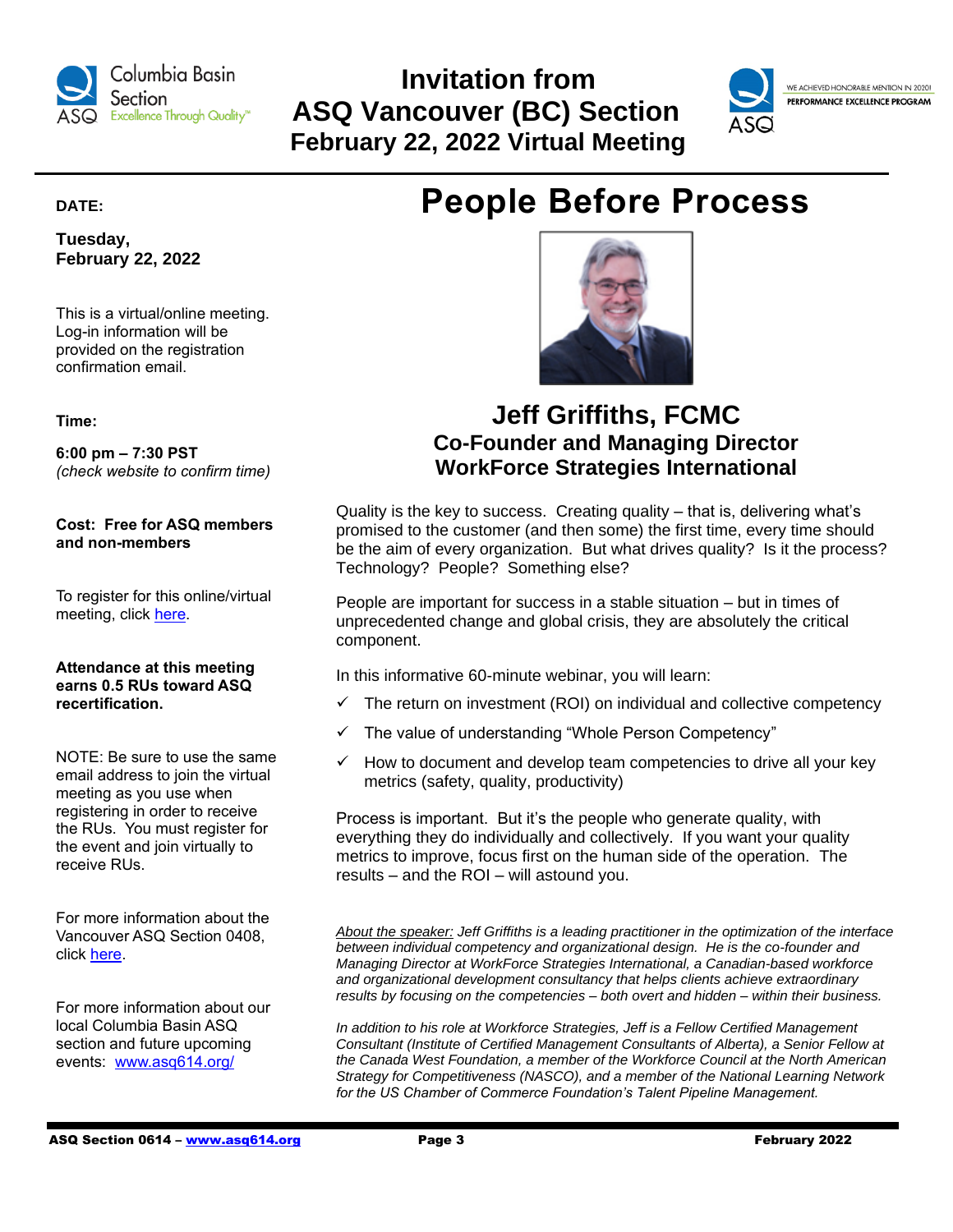# Invitation from ASQ Vancouver (BC) Section February 22, 2022 Virtual Meeting

WE ACHIEVED HONORABLE MENTION IN 2020!
PERFORMANCE EXCELLENCE PROGRAM

**DATE:**

**Tuesday, February 22, 2022**

This is a virtual/online meeting. Log-in information will be provided on the registration confirmation email.

**Time:**

**6:00 pm – 7:30 PST**
*(check website to confirm time)*

**Cost: Free for ASQ members and non-members**

To register for this online/virtual meeting, click [here](#).

**Attendance at this meeting earns 0.5 RUs toward ASQ recertification.**

NOTE: Be sure to use the same email address to join the virtual meeting as you use when registering in order to receive the RUs. You must register for the event and join virtually to receive RUs.

For more information about the Vancouver ASQ Section 0408, click [here](#).

For more information about our local Columbia Basin ASQ section and future upcoming events: [www.asq614.org/](http://www.asq614.org/)

# People Before Process

## Jeff Griffiths, FCMC
### Co-Founder and Managing Director
### WorkForce Strategies International

Quality is the key to success. Creating quality – that is, delivering what's promised to the customer (and then some) the first time, every time should be the aim of every organization. But what drives quality? Is it the process? Technology? People? Something else?

People are important for success in a stable situation – but in times of unprecedented change and global crisis, they are absolutely the critical component.

In this informative 60-minute webinar, you will learn:

- ✓ The return on investment (ROI) on individual and collective competency
- ✓ The value of understanding "Whole Person Competency"
- ✓ How to document and develop team competencies to drive all your key metrics (safety, quality, productivity)

Process is important. But it's the people who generate quality, with everything they do individually and collectively. If you want your quality metrics to improve, focus first on the human side of the operation. The results – and the ROI – will astound you.

*About the speaker: Jeff Griffiths is a leading practitioner in the optimization of the interface between individual competency and organizational design. He is the co-founder and Managing Director at WorkForce Strategies International, a Canadian-based workforce and organizational development consultancy that helps clients achieve extraordinary results by focusing on the competencies – both overt and hidden – within their business.*

*In addition to his role at Workforce Strategies, Jeff is a Fellow Certified Management Consultant (Institute of Certified Management Consultants of Alberta), a Senior Fellow at the Canada West Foundation, a member of the Workforce Council at the North American Strategy for Competitiveness (NASCO), and a member of the National Learning Network for the US Chamber of Commerce Foundation's Talent Pipeline Management.*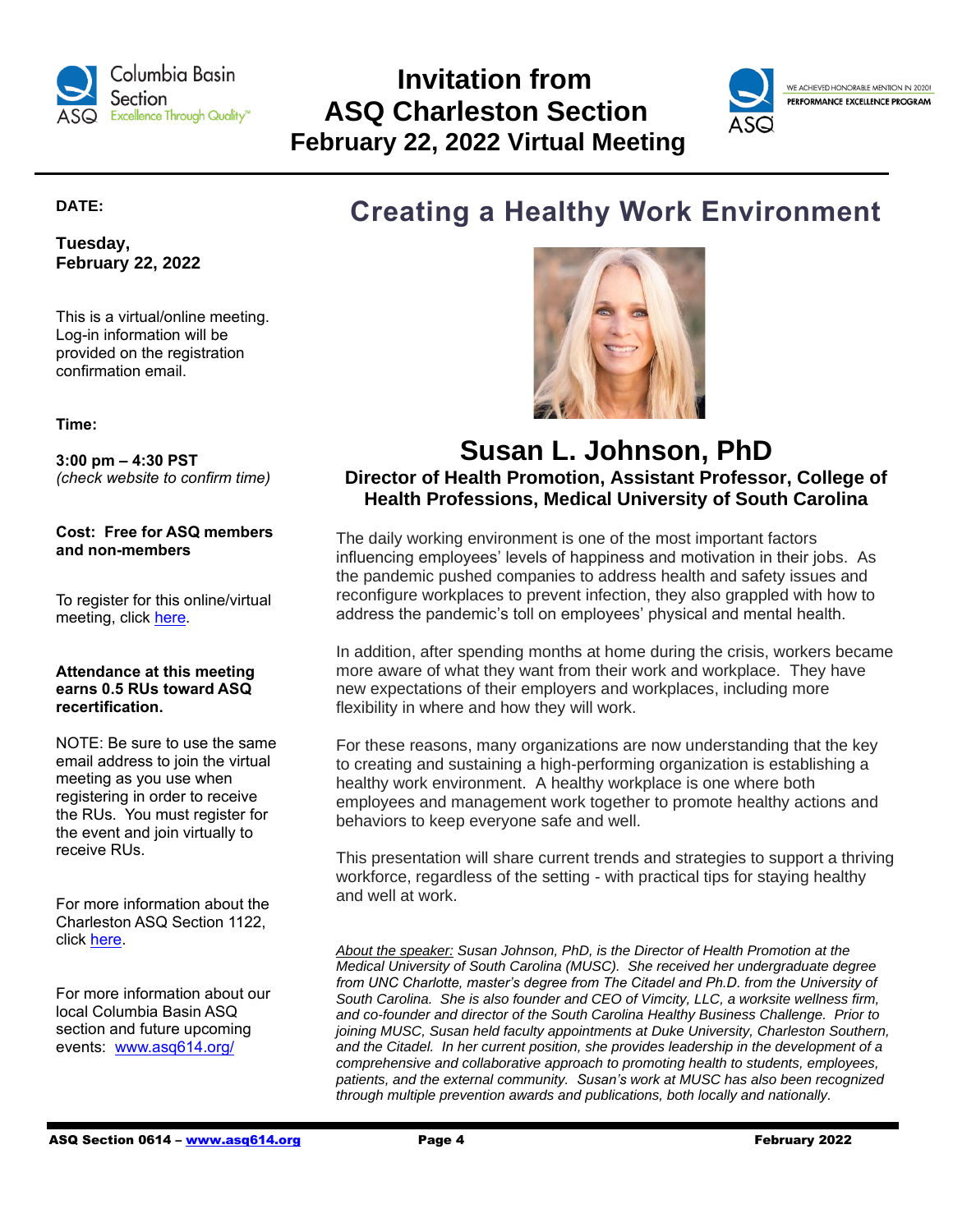# Invitation from ASQ Charleston Section February 22, 2022 Virtual Meeting

**DATE:**

**Tuesday, February 22, 2022**

This is a virtual/online meeting. Log-in information will be provided on the registration confirmation email.

**Time:**

**3:00 pm – 4:30 PST**
*(check website to confirm time)*

**Cost: Free for ASQ members and non-members**

To register for this online/virtual meeting, click here.

**Attendance at this meeting earns 0.5 RUs toward ASQ recertification.**

NOTE: Be sure to use the same email address to join the virtual meeting as you use when registering in order to receive the RUs. You must register for the event and join virtually to receive RUs.

For more information about the Charleston ASQ Section 1122, click here.

For more information about our local Columbia Basin ASQ section and future upcoming events: www.asq614.org/

## Creating a Healthy Work Environment

### Susan L. Johnson, PhD

**Director of Health Promotion, Assistant Professor, College of Health Professions, Medical University of South Carolina**

The daily working environment is one of the most important factors influencing employees' levels of happiness and motivation in their jobs. As the pandemic pushed companies to address health and safety issues and reconfigure workplaces to prevent infection, they also grappled with how to address the pandemic's toll on employees' physical and mental health.

In addition, after spending months at home during the crisis, workers became more aware of what they want from their work and workplace. They have new expectations of their employers and workplaces, including more flexibility in where and how they will work.

For these reasons, many organizations are now understanding that the key to creating and sustaining a high-performing organization is establishing a healthy work environment. A healthy workplace is one where both employees and management work together to promote healthy actions and behaviors to keep everyone safe and well.

This presentation will share current trends and strategies to support a thriving workforce, regardless of the setting - with practical tips for staying healthy and well at work.

*About the speaker: Susan Johnson, PhD, is the Director of Health Promotion at the Medical University of South Carolina (MUSC). She received her undergraduate degree from UNC Charlotte, master's degree from The Citadel and Ph.D. from the University of South Carolina. She is also founder and CEO of Vimcity, LLC, a worksite wellness firm, and co-founder and director of the South Carolina Healthy Business Challenge. Prior to joining MUSC, Susan held faculty appointments at Duke University, Charleston Southern, and the Citadel. In her current position, she provides leadership in the development of a comprehensive and collaborative approach to promoting health to students, employees, patients, and the external community. Susan's work at MUSC has also been recognized through multiple prevention awards and publications, both locally and nationally.*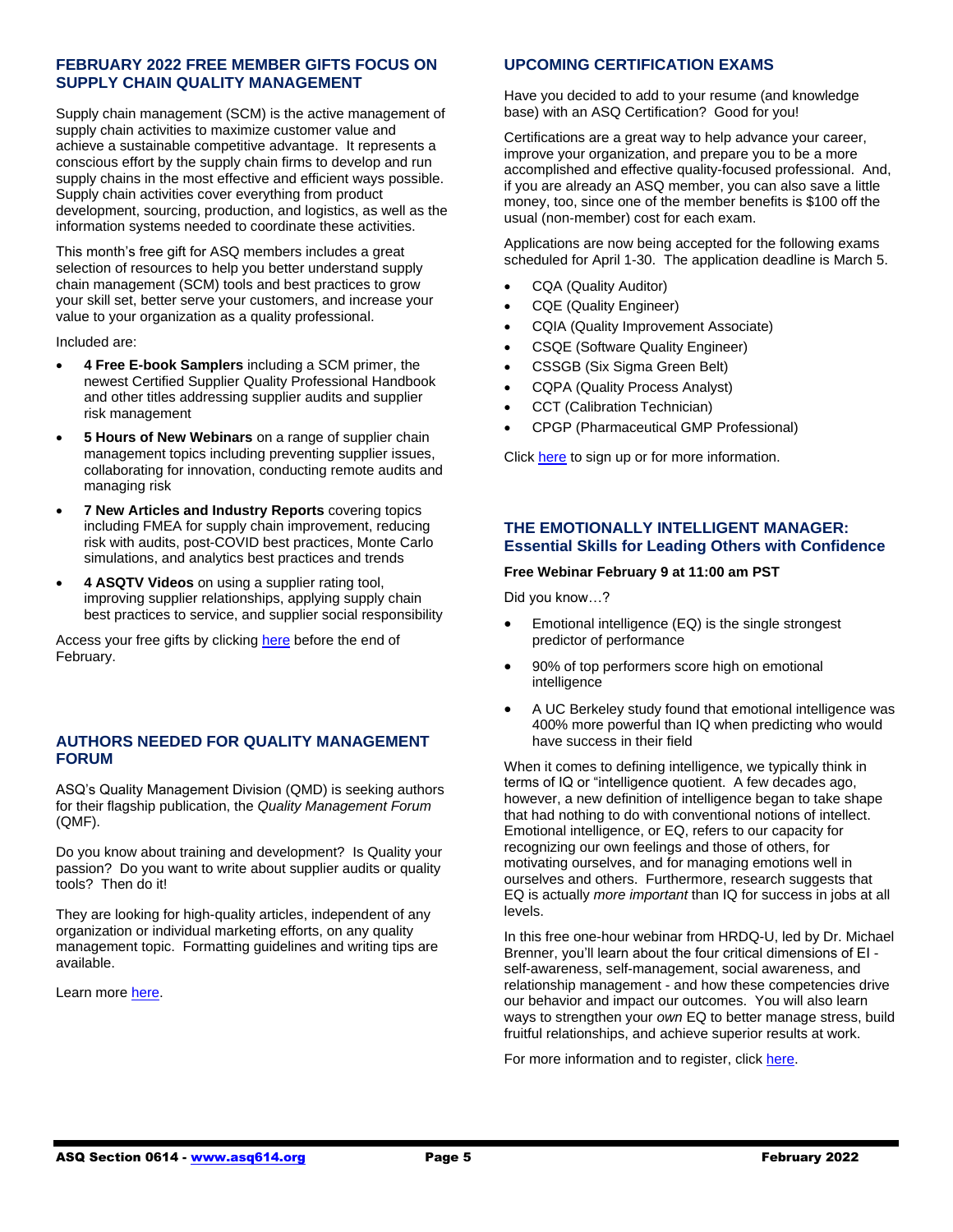## FEBRUARY 2022 FREE MEMBER GIFTS FOCUS ON SUPPLY CHAIN QUALITY MANAGEMENT

Supply chain management (SCM) is the active management of supply chain activities to maximize customer value and achieve a sustainable competitive advantage. It represents a conscious effort by the supply chain firms to develop and run supply chains in the most effective and efficient ways possible. Supply chain activities cover everything from product development, sourcing, production, and logistics, as well as the information systems needed to coordinate these activities.

This month's free gift for ASQ members includes a great selection of resources to help you better understand supply chain management (SCM) tools and best practices to grow your skill set, better serve your customers, and increase your value to your organization as a quality professional.

Included are:

- **4 Free E-book Samplers** including a SCM primer, the newest Certified Supplier Quality Professional Handbook and other titles addressing supplier audits and supplier risk management
- **5 Hours of New Webinars** on a range of supplier chain management topics including preventing supplier issues, collaborating for innovation, conducting remote audits and managing risk
- **7 New Articles and Industry Reports** covering topics including FMEA for supply chain improvement, reducing risk with audits, post-COVID best practices, Monte Carlo simulations, and analytics best practices and trends
- **4 ASQTV Videos** on using a supplier rating tool, improving supplier relationships, applying supply chain best practices to service, and supplier social responsibility

Access your free gifts by clicking here before the end of February.

## AUTHORS NEEDED FOR QUALITY MANAGEMENT FORUM

ASQ's Quality Management Division (QMD) is seeking authors for their flagship publication, the *Quality Management Forum* (QMF).

Do you know about training and development? Is Quality your passion? Do you want to write about supplier audits or quality tools? Then do it!

They are looking for high-quality articles, independent of any organization or individual marketing efforts, on any quality management topic. Formatting guidelines and writing tips are available.

Learn more here.

## UPCOMING CERTIFICATION EXAMS

Have you decided to add to your resume (and knowledge base) with an ASQ Certification? Good for you!

Certifications are a great way to help advance your career, improve your organization, and prepare you to be a more accomplished and effective quality-focused professional. And, if you are already an ASQ member, you can also save a little money, too, since one of the member benefits is $100 off the usual (non-member) cost for each exam.

Applications are now being accepted for the following exams scheduled for April 1-30. The application deadline is March 5.

- CQA (Quality Auditor)
- CQE (Quality Engineer)
- CQIA (Quality Improvement Associate)
- CSQE (Software Quality Engineer)
- CSSGB (Six Sigma Green Belt)
- CQPA (Quality Process Analyst)
- CCT (Calibration Technician)
- CPGP (Pharmaceutical GMP Professional)

Click here to sign up or for more information.

## THE EMOTIONALLY INTELLIGENT MANAGER: Essential Skills for Leading Others with Confidence

**Free Webinar February 9 at 11:00 am PST**

Did you know…?

- Emotional intelligence (EQ) is the single strongest predictor of performance
- 90% of top performers score high on emotional intelligence
- A UC Berkeley study found that emotional intelligence was 400% more powerful than IQ when predicting who would have success in their field

When it comes to defining intelligence, we typically think in terms of IQ or "intelligence quotient. A few decades ago, however, a new definition of intelligence began to take shape that had nothing to do with conventional notions of intellect. Emotional intelligence, or EQ, refers to our capacity for recognizing our own feelings and those of others, for motivating ourselves, and for managing emotions well in ourselves and others. Furthermore, research suggests that EQ is actually *more important* than IQ for success in jobs at all levels.

In this free one-hour webinar from HRDQ-U, led by Dr. Michael Brenner, you'll learn about the four critical dimensions of EI - self-awareness, self-management, social awareness, and relationship management - and how these competencies drive our behavior and impact our outcomes. You will also learn ways to strengthen your *own* EQ to better manage stress, build fruitful relationships, and achieve superior results at work.

For more information and to register, click here.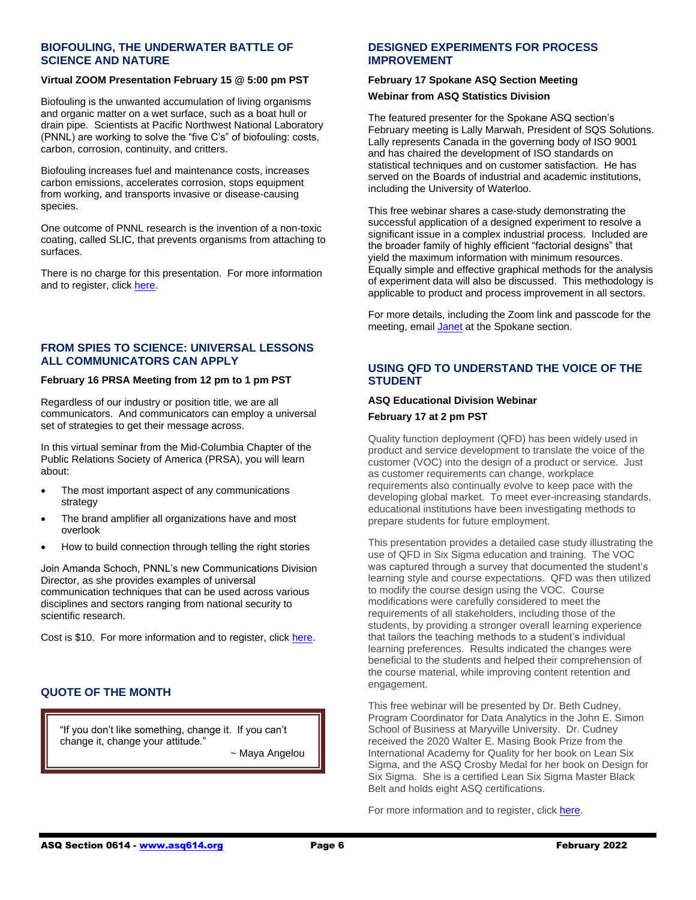## BIOFOULING, THE UNDERWATER BATTLE OF SCIENCE AND NATURE

**Virtual ZOOM Presentation February 15 @ 5:00 pm PST**

Biofouling is the unwanted accumulation of living organisms and organic matter on a wet surface, such as a boat hull or drain pipe. Scientists at Pacific Northwest National Laboratory (PNNL) are working to solve the "five C's" of biofouling: costs, carbon, corrosion, continuity, and critters.

Biofouling increases fuel and maintenance costs, increases carbon emissions, accelerates corrosion, stops equipment from working, and transports invasive or disease-causing species.

One outcome of PNNL research is the invention of a non-toxic coating, called SLIC, that prevents organisms from attaching to surfaces.

There is no charge for this presentation. For more information and to register, click here.

## FROM SPIES TO SCIENCE: UNIVERSAL LESSONS ALL COMMUNICATORS CAN APPLY

**February 16 PRSA Meeting from 12 pm to 1 pm PST**

Regardless of our industry or position title, we are all communicators. And communicators can employ a universal set of strategies to get their message across.

In this virtual seminar from the Mid-Columbia Chapter of the Public Relations Society of America (PRSA), you will learn about:

- The most important aspect of any communications strategy
- The brand amplifier all organizations have and most overlook
- How to build connection through telling the right stories

Join Amanda Schoch, PNNL's new Communications Division Director, as she provides examples of universal communication techniques that can be used across various disciplines and sectors ranging from national security to scientific research.

Cost is $10. For more information and to register, click here.

## QUOTE OF THE MONTH

> "If you don't like something, change it. If you can't change it, change your attitude."
>
> ~ Maya Angelou

## DESIGNED EXPERIMENTS FOR PROCESS IMPROVEMENT

**February 17 Spokane ASQ Section Meeting**

**Webinar from ASQ Statistics Division**

The featured presenter for the Spokane ASQ section's February meeting is Lally Marwah, President of SQS Solutions. Lally represents Canada in the governing body of ISO 9001 and has chaired the development of ISO standards on statistical techniques and on customer satisfaction. He has served on the Boards of industrial and academic institutions, including the University of Waterloo.

This free webinar shares a case-study demonstrating the successful application of a designed experiment to resolve a significant issue in a complex industrial process. Included are the broader family of highly efficient "factorial designs" that yield the maximum information with minimum resources. Equally simple and effective graphical methods for the analysis of experiment data will also be discussed. This methodology is applicable to product and process improvement in all sectors.

For more details, including the Zoom link and passcode for the meeting, email Janet at the Spokane section.

## USING QFD TO UNDERSTAND THE VOICE OF THE STUDENT

**ASQ Educational Division Webinar**

**February 17 at 2 pm PST**

Quality function deployment (QFD) has been widely used in product and service development to translate the voice of the customer (VOC) into the design of a product or service. Just as customer requirements can change, workplace requirements also continually evolve to keep pace with the developing global market. To meet ever-increasing standards, educational institutions have been investigating methods to prepare students for future employment.

This presentation provides a detailed case study illustrating the use of QFD in Six Sigma education and training. The VOC was captured through a survey that documented the student's learning style and course expectations. QFD was then utilized to modify the course design using the VOC. Course modifications were carefully considered to meet the requirements of all stakeholders, including those of the students, by providing a stronger overall learning experience that tailors the teaching methods to a student's individual learning preferences. Results indicated the changes were beneficial to the students and helped their comprehension of the course material, while improving content retention and engagement.

This free webinar will be presented by Dr. Beth Cudney, Program Coordinator for Data Analytics in the John E. Simon School of Business at Maryville University. Dr. Cudney received the 2020 Walter E. Masing Book Prize from the International Academy for Quality for her book on Lean Six Sigma, and the ASQ Crosby Medal for her book on Design for Six Sigma. She is a certified Lean Six Sigma Master Black Belt and holds eight ASQ certifications.

For more information and to register, click here.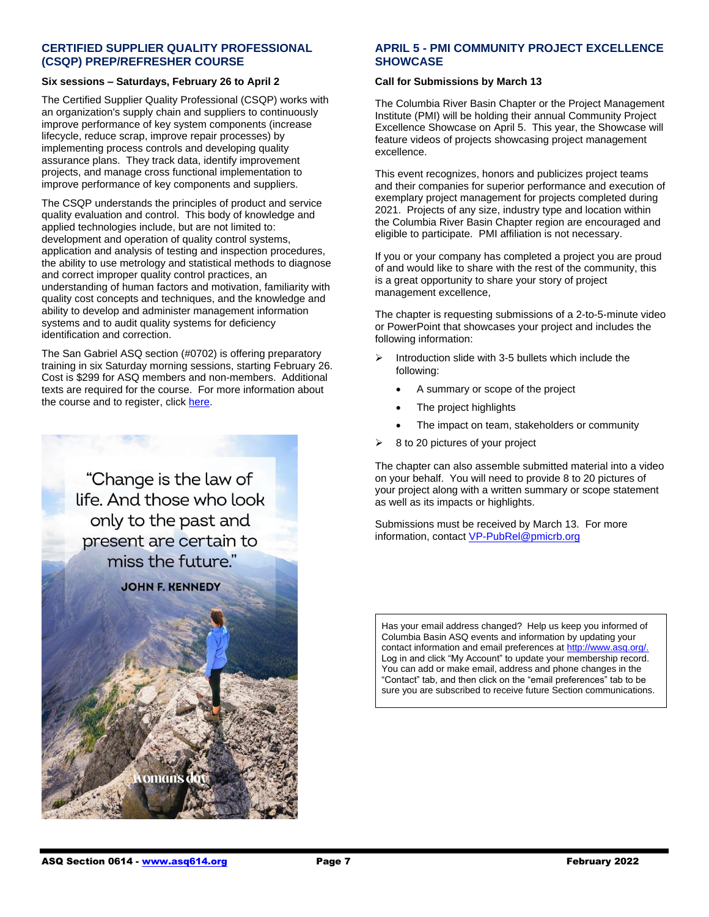## CERTIFIED SUPPLIER QUALITY PROFESSIONAL (CSQP) PREP/REFRESHER COURSE

**Six sessions – Saturdays, February 26 to April 2**

The Certified Supplier Quality Professional (CSQP) works with an organization's supply chain and suppliers to continuously improve performance of key system components (increase lifecycle, reduce scrap, improve repair processes) by implementing process controls and developing quality assurance plans. They track data, identify improvement projects, and manage cross functional implementation to improve performance of key components and suppliers.

The CSQP understands the principles of product and service quality evaluation and control. This body of knowledge and applied technologies include, but are not limited to: development and operation of quality control systems, application and analysis of testing and inspection procedures, the ability to use metrology and statistical methods to diagnose and correct improper quality control practices, an understanding of human factors and motivation, familiarity with quality cost concepts and techniques, and the knowledge and ability to develop and administer management information systems and to audit quality systems for deficiency identification and correction.

The San Gabriel ASQ section (#0702) is offering preparatory training in six Saturday morning sessions, starting February 26. Cost is $299 for ASQ members and non-members. Additional texts are required for the course. For more information about the course and to register, click here.

"Change is the law of life. And those who look only to the past and present are certain to miss the future."

JOHN F. KENNEDY

## APRIL 5 - PMI COMMUNITY PROJECT EXCELLENCE SHOWCASE

**Call for Submissions by March 13**

The Columbia River Basin Chapter or the Project Management Institute (PMI) will be holding their annual Community Project Excellence Showcase on April 5. This year, the Showcase will feature videos of projects showcasing project management excellence.

This event recognizes, honors and publicizes project teams and their companies for superior performance and execution of exemplary project management for projects completed during 2021. Projects of any size, industry type and location within the Columbia River Basin Chapter region are encouraged and eligible to participate. PMI affiliation is not necessary.

If you or your company has completed a project you are proud of and would like to share with the rest of the community, this is a great opportunity to share your story of project management excellence,

The chapter is requesting submissions of a 2-to-5-minute video or PowerPoint that showcases your project and includes the following information:

- Introduction slide with 3-5 bullets which include the following:
  - A summary or scope of the project
  - The project highlights
  - The impact on team, stakeholders or community
- 8 to 20 pictures of your project

The chapter can also assemble submitted material into a video on your behalf. You will need to provide 8 to 20 pictures of your project along with a written summary or scope statement as well as its impacts or highlights.

Submissions must be received by March 13. For more information, contact VP-PubRel@pmicrb.org

Has your email address changed? Help us keep you informed of Columbia Basin ASQ events and information by updating your contact information and email preferences at http://www.asq.org/. Log in and click "My Account" to update your membership record. You can add or make email, address and phone changes in the "Contact" tab, and then click on the "email preferences" tab to be sure you are subscribed to receive future Section communications.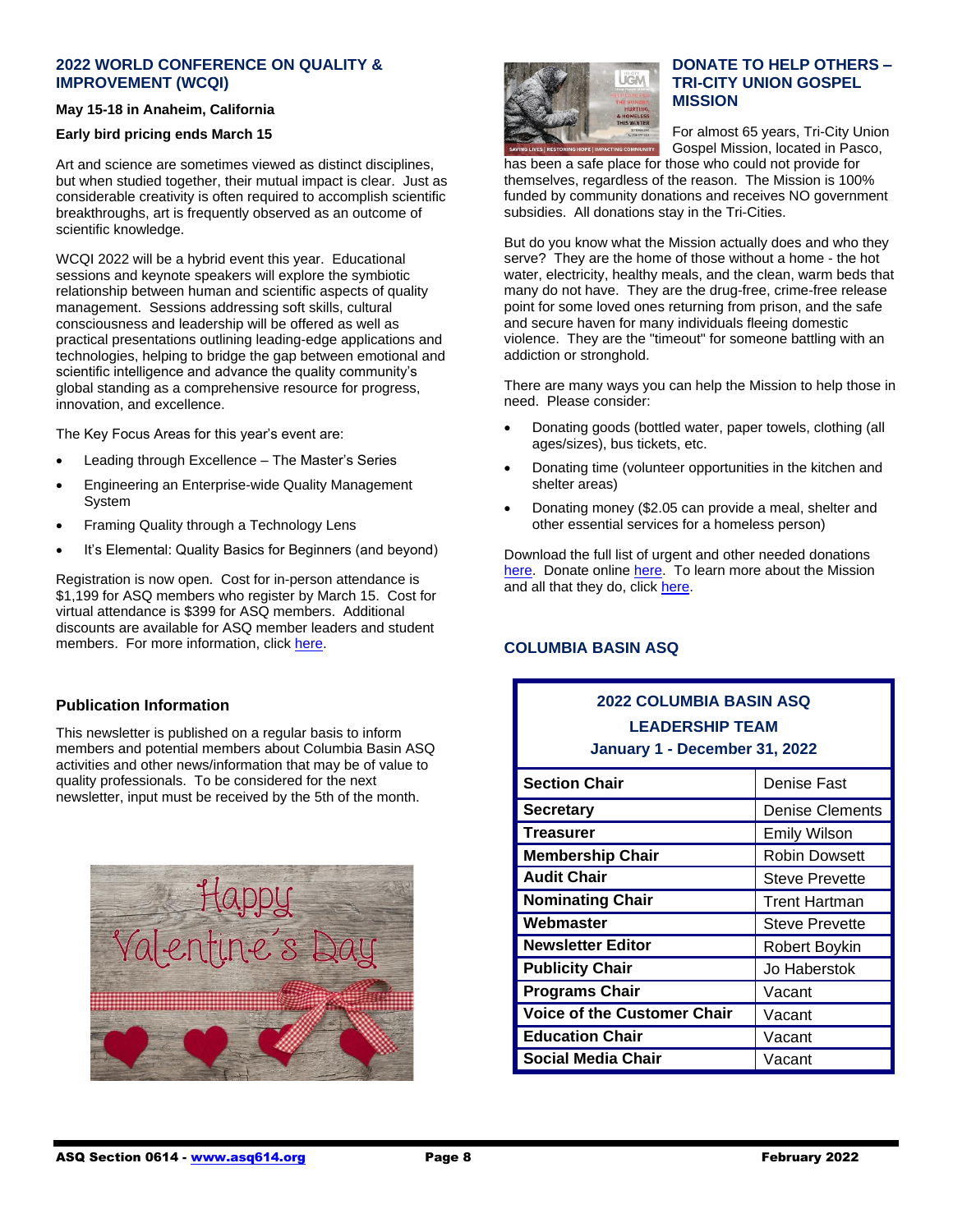## 2022 WORLD CONFERENCE ON QUALITY & IMPROVEMENT (WCQI)

**May 15-18 in Anaheim, California**

**Early bird pricing ends March 15**

Art and science are sometimes viewed as distinct disciplines, but when studied together, their mutual impact is clear. Just as considerable creativity is often required to accomplish scientific breakthroughs, art is frequently observed as an outcome of scientific knowledge.

WCQI 2022 will be a hybrid event this year. Educational sessions and keynote speakers will explore the symbiotic relationship between human and scientific aspects of quality management. Sessions addressing soft skills, cultural consciousness and leadership will be offered as well as practical presentations outlining leading-edge applications and technologies, helping to bridge the gap between emotional and scientific intelligence and advance the quality community's global standing as a comprehensive resource for progress, innovation, and excellence.

The Key Focus Areas for this year's event are:

- Leading through Excellence – The Master's Series
- Engineering an Enterprise-wide Quality Management System
- Framing Quality through a Technology Lens
- It's Elemental: Quality Basics for Beginners (and beyond)

Registration is now open. Cost for in-person attendance is $1,199 for ASQ members who register by March 15. Cost for virtual attendance is $399 for ASQ members. Additional discounts are available for ASQ member leaders and student members. For more information, click here.

### Publication Information

This newsletter is published on a regular basis to inform members and potential members about Columbia Basin ASQ activities and other news/information that may be of value to quality professionals. To be considered for the next newsletter, input must be received by the 5th of the month.

## DONATE TO HELP OTHERS – TRI-CITY UNION GOSPEL MISSION

For almost 65 years, Tri-City Union Gospel Mission, located in Pasco, has been a safe place for those who could not provide for themselves, regardless of the reason. The Mission is 100% funded by community donations and receives NO government subsidies. All donations stay in the Tri-Cities.

But do you know what the Mission actually does and who they serve? They are the home of those without a home - the hot water, electricity, healthy meals, and the clean, warm beds that many do not have. They are the drug-free, crime-free release point for some loved ones returning from prison, and the safe and secure haven for many individuals fleeing domestic violence. They are the "timeout" for someone battling with an addiction or stronghold.

There are many ways you can help the Mission to help those in need. Please consider:

- Donating goods (bottled water, paper towels, clothing (all ages/sizes), bus tickets, etc.
- Donating time (volunteer opportunities in the kitchen and shelter areas)
- Donating money ($2.05 can provide a meal, shelter and other essential services for a homeless person)

Download the full list of urgent and other needed donations here. Donate online here. To learn more about the Mission and all that they do, click here.

## COLUMBIA BASIN ASQ

**2022 COLUMBIA BASIN ASQ LEADERSHIP TEAM**
**January 1 - December 31, 2022**

| | |
|---|---|
| **Section Chair** | Denise Fast |
| **Secretary** | Denise Clements |
| **Treasurer** | Emily Wilson |
| **Membership Chair** | Robin Dowsett |
| **Audit Chair** | Steve Prevette |
| **Nominating Chair** | Trent Hartman |
| **Webmaster** | Steve Prevette |
| **Newsletter Editor** | Robert Boykin |
| **Publicity Chair** | Jo Haberstok |
| **Programs Chair** | Vacant |
| **Voice of the Customer Chair** | Vacant |
| **Education Chair** | Vacant |
| **Social Media Chair** | Vacant |